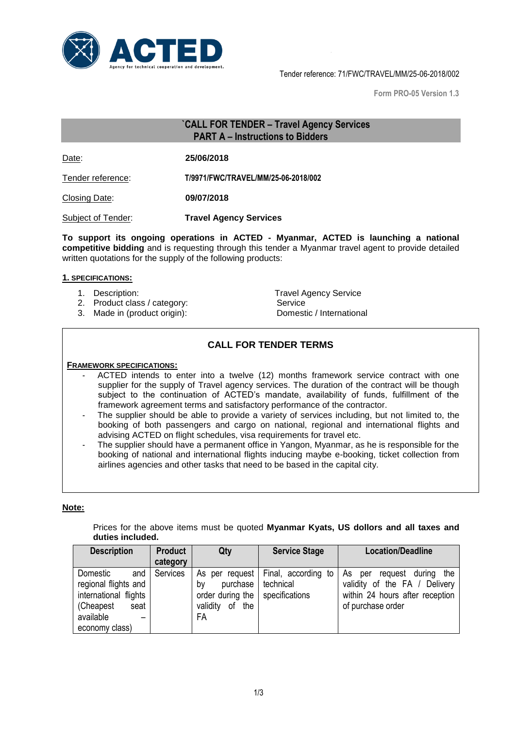Tender reference: 71/FWC/TRAVEL/MM/25-06-2018/002

Form PRO-05 Version 1.3

## `CALL FOR TENDER – Travel Agency Services
## PART A – Instructions to Bidders

Date: **25/06/2018**

Tender reference: **T/9971/FWC/TRAVEL/MM/25-06-2018/002**

Closing Date: **09/07/2018**

Subject of Tender: **Travel Agency Services**

**To support its ongoing operations in ACTED - Myanmar, ACTED is launching a national competitive bidding** and is requesting through this tender a Myanmar travel agent to provide detailed written quotations for the supply of the following products:

### 1. SPECIFICATIONS:

1. Description: Travel Agency Service
2. Product class / category: Service
3. Made in (product origin): Domestic / International

### CALL FOR TENDER TERMS

**FRAMEWORK SPECIFICATIONS:**

- ACTED intends to enter into a twelve (12) months framework service contract with one supplier for the supply of Travel agency services. The duration of the contract will be though subject to the continuation of ACTED's mandate, availability of funds, fulfillment of the framework agreement terms and satisfactory performance of the contractor.
- The supplier should be able to provide a variety of services including, but not limited to, the booking of both passengers and cargo on national, regional and international flights and advising ACTED on flight schedules, visa requirements for travel etc.
- The supplier should have a permanent office in Yangon, Myanmar, as he is responsible for the booking of national and international flights inducing maybe e-booking, ticket collection from airlines agencies and other tasks that need to be based in the capital city.

**Note:**

Prices for the above items must be quoted **Myanmar Kyats, US dollors and all taxes and duties included.**

| Description | Product category | Qty | Service Stage | Location/Deadline |
|---|---|---|---|---|
| Domestic and regional flights and international flights (Cheapest seat available – economy class) | Services | As per request by purchase order during the validity of the FA | Final, according to technical specifications | As per request during the validity of the FA / Delivery within 24 hours after reception of purchase order |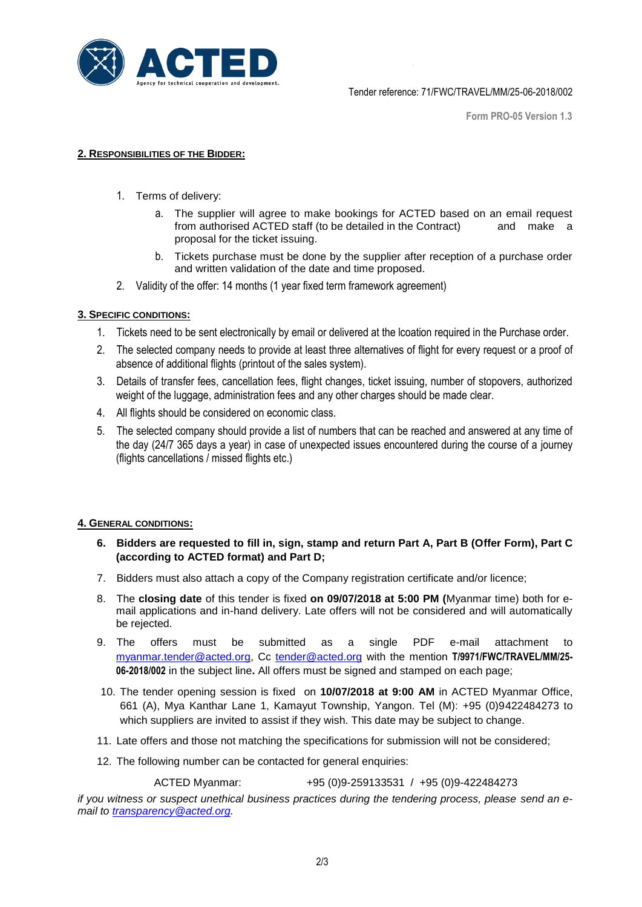Tender reference: 71/FWC/TRAVEL/MM/25-06-2018/002

**Form PRO-05 Version 1.3**

## 2. RESPONSIBILITIES OF THE BIDDER:

1. Terms of delivery:
   a. The supplier will agree to make bookings for ACTED based on an email request from authorised ACTED staff (to be detailed in the Contract) and make a proposal for the ticket issuing.
   b. Tickets purchase must be done by the supplier after reception of a purchase order and written validation of the date and time proposed.
2. Validity of the offer: 14 months (1 year fixed term framework agreement)

## 3. SPECIFIC CONDITIONS:

1. Tickets need to be sent electronically by email or delivered at the lcoation required in the Purchase order.
2. The selected company needs to provide at least three alternatives of flight for every request or a proof of absence of additional flights (printout of the sales system).
3. Details of transfer fees, cancellation fees, flight changes, ticket issuing, number of stopovers, authorized weight of the luggage, administration fees and any other charges should be made clear.
4. All flights should be considered on economic class.
5. The selected company should provide a list of numbers that can be reached and answered at any time of the day (24/7 365 days a year) in case of unexpected issues encountered during the course of a journey (flights cancellations / missed flights etc.)

## 4. GENERAL CONDITIONS:

6. **Bidders are requested to fill in, sign, stamp and return Part A, Part B (Offer Form), Part C (according to ACTED format) and Part D;**
7. Bidders must also attach a copy of the Company registration certificate and/or licence;
8. The **closing date** of this tender is fixed **on 09/07/2018 at 5:00 PM (**Myanmar time) both for e-mail applications and in-hand delivery. Late offers will not be considered and will automatically be rejected.
9. The offers must be submitted as a single PDF e-mail attachment to myanmar.tender@acted.org, Cc tender@acted.org with the mention **T/9971/FWC/TRAVEL/MM/25-06-2018/002** in the subject line**.** All offers must be signed and stamped on each page;
10. The tender opening session is fixed on **10/07/2018 at 9:00 AM** in ACTED Myanmar Office, 661 (A), Mya Kanthar Lane 1, Kamayut Township, Yangon. Tel (M): +95 (0)9422484273 to which suppliers are invited to assist if they wish. This date may be subject to change.
11. Late offers and those not matching the specifications for submission will not be considered;
12. The following number can be contacted for general enquiries:

ACTED Myanmar: +95 (0)9-259133531 / +95 (0)9-422484273

*if you witness or suspect unethical business practices during the tendering process, please send an e-mail to transparency@acted.org.*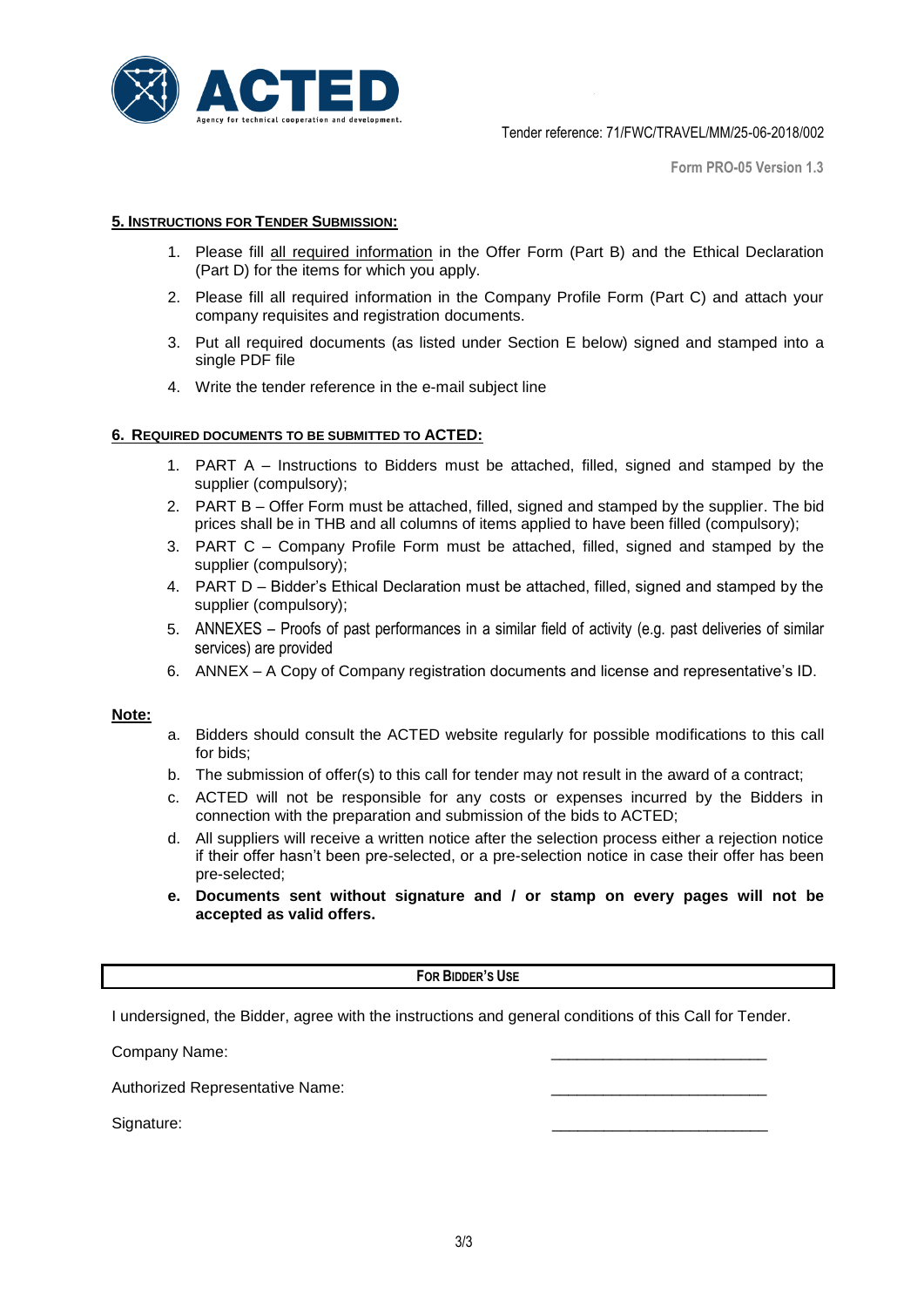Tender reference: 71/FWC/TRAVEL/MM/25-06-2018/002

Form PRO-05 Version 1.3

## 5. Instructions for Tender Submission:

1. Please fill all required information in the Offer Form (Part B) and the Ethical Declaration (Part D) for the items for which you apply.
2. Please fill all required information in the Company Profile Form (Part C) and attach your company requisites and registration documents.
3. Put all required documents (as listed under Section E below) signed and stamped into a single PDF file
4. Write the tender reference in the e-mail subject line

## 6. Required documents to be submitted to ACTED:

1. PART A – Instructions to Bidders must be attached, filled, signed and stamped by the supplier (compulsory);
2. PART B – Offer Form must be attached, filled, signed and stamped by the supplier. The bid prices shall be in THB and all columns of items applied to have been filled (compulsory);
3. PART C – Company Profile Form must be attached, filled, signed and stamped by the supplier (compulsory);
4. PART D – Bidder's Ethical Declaration must be attached, filled, signed and stamped by the supplier (compulsory);
5. ANNEXES – Proofs of past performances in a similar field of activity (e.g. past deliveries of similar services) are provided
6. ANNEX – A Copy of Company registration documents and license and representative's ID.

**Note:**

a. Bidders should consult the ACTED website regularly for possible modifications to this call for bids;
b. The submission of offer(s) to this call for tender may not result in the award of a contract;
c. ACTED will not be responsible for any costs or expenses incurred by the Bidders in connection with the preparation and submission of the bids to ACTED;
d. All suppliers will receive a written notice after the selection process either a rejection notice if their offer hasn't been pre-selected, or a pre-selection notice in case their offer has been pre-selected;
e. **Documents sent without signature and / or stamp on every pages will not be accepted as valid offers.**

**For Bidder's Use**

I undersigned, the Bidder, agree with the instructions and general conditions of this Call for Tender.

Company Name: \_\_\_\_\_\_\_\_\_\_\_\_\_\_\_\_\_\_\_\_\_\_\_\_\_\_

Authorized Representative Name: \_\_\_\_\_\_\_\_\_\_\_\_\_\_\_\_\_\_\_\_\_\_\_\_\_\_

Signature: \_\_\_\_\_\_\_\_\_\_\_\_\_\_\_\_\_\_\_\_\_\_\_\_\_\_